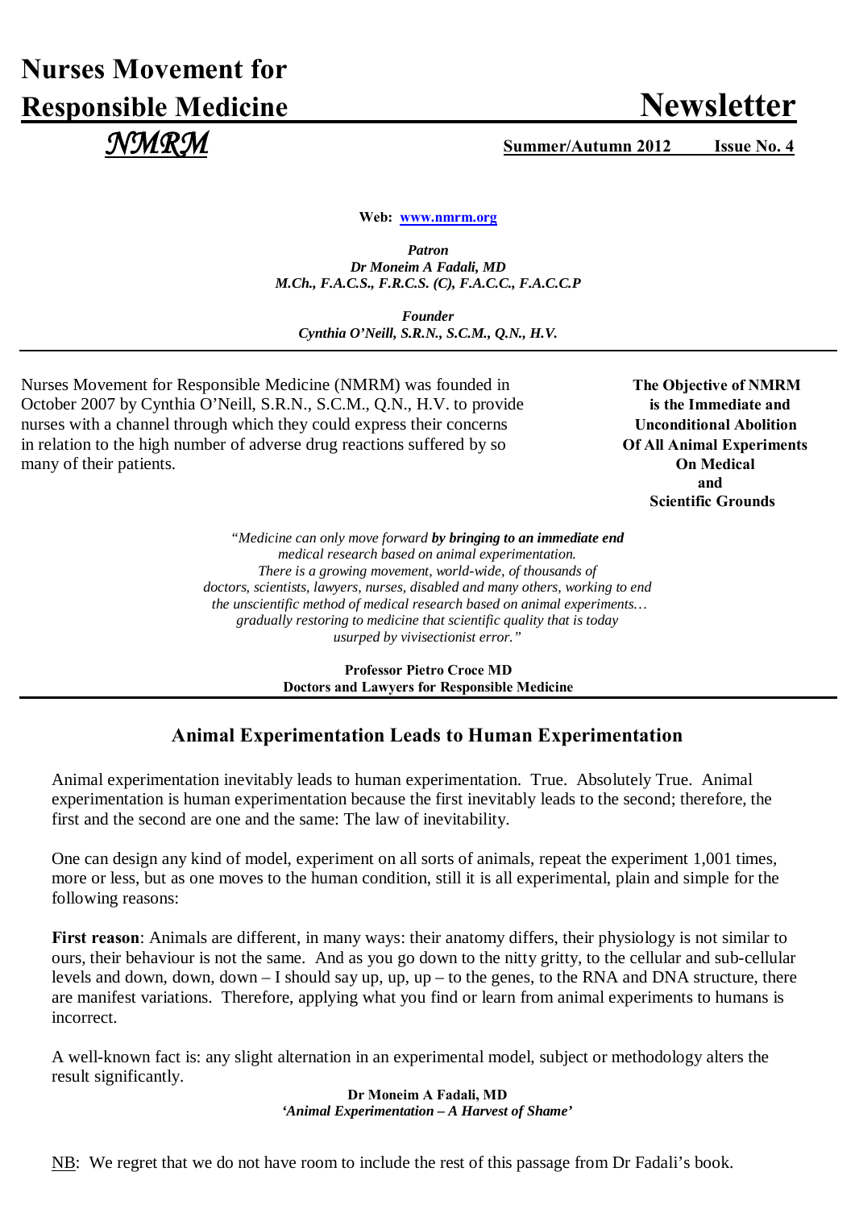# Nurses Movement for Responsible Medicine

# Newsletter

*NMRM*

**Summer/Autumn 2012 Issue No. 4**

**Web: www.nmrm.org**

***Patron***
***Dr Moneim A Fadali, MD***
***M.Ch., F.A.C.S., F.R.C.S. (C), F.A.C.C., F.A.C.C.P***

***Founder***
***Cynthia O'Neill, S.R.N., S.C.M., Q.N., H.V.***

---

Nurses Movement for Responsible Medicine (NMRM) was founded in October 2007 by Cynthia O'Neill, S.R.N., S.C.M., Q.N., H.V. to provide nurses with a channel through which they could express their concerns in relation to the high number of adverse drug reactions suffered by so many of their patients.

**The Objective of NMRM is the Immediate and Unconditional Abolition Of All Animal Experiments On Medical and Scientific Grounds**

*"Medicine can only move forward **by bringing to an immediate end** medical research based on animal experimentation. There is a growing movement, world-wide, of thousands of doctors, scientists, lawyers, nurses, disabled and many others, working to end the unscientific method of medical research based on animal experiments… gradually restoring to medicine that scientific quality that is today usurped by vivisectionist error."*

**Professor Pietro Croce MD**
**Doctors and Lawyers for Responsible Medicine**

---

## Animal Experimentation Leads to Human Experimentation

Animal experimentation inevitably leads to human experimentation. True. Absolutely True. Animal experimentation is human experimentation because the first inevitably leads to the second; therefore, the first and the second are one and the same: The law of inevitability.

One can design any kind of model, experiment on all sorts of animals, repeat the experiment 1,001 times, more or less, but as one moves to the human condition, still it is all experimental, plain and simple for the following reasons:

**First reason**: Animals are different, in many ways: their anatomy differs, their physiology is not similar to ours, their behaviour is not the same. And as you go down to the nitty gritty, to the cellular and sub-cellular levels and down, down, down – I should say up, up, up – to the genes, to the RNA and DNA structure, there are manifest variations. Therefore, applying what you find or learn from animal experiments to humans is incorrect.

A well-known fact is: any slight alternation in an experimental model, subject or methodology alters the result significantly.

**Dr Moneim A Fadali, MD**
***'Animal Experimentation – A Harvest of Shame'***

NB: We regret that we do not have room to include the rest of this passage from Dr Fadali's book.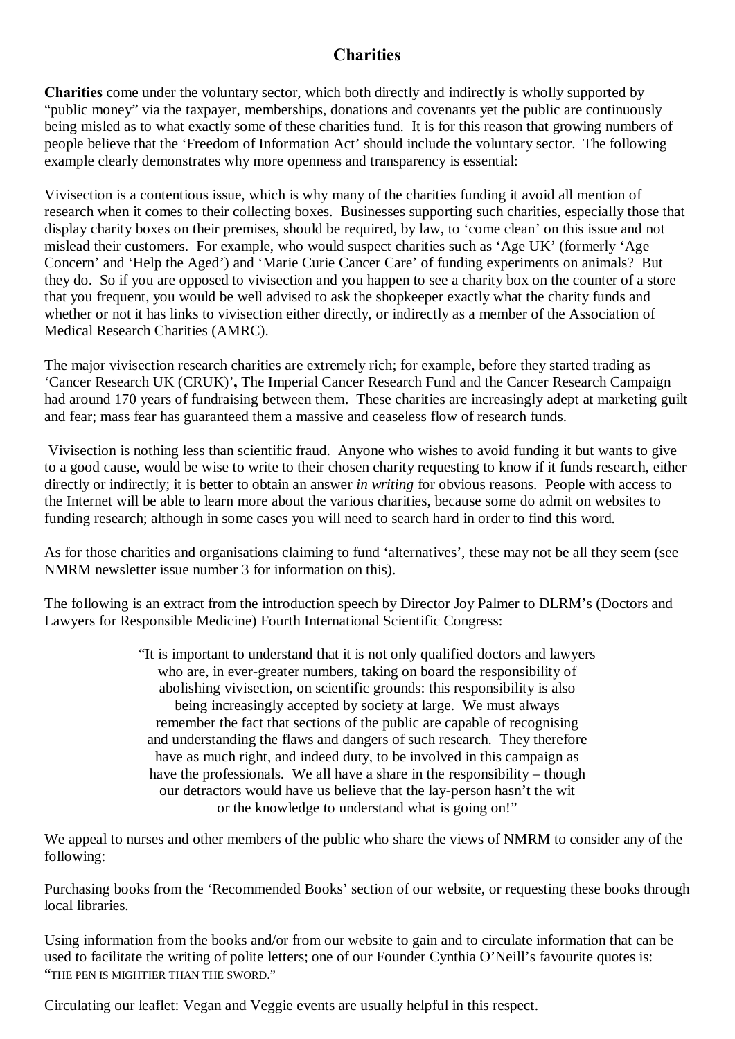# Charities

**Charities** come under the voluntary sector, which both directly and indirectly is wholly supported by "public money" via the taxpayer, memberships, donations and covenants yet the public are continuously being misled as to what exactly some of these charities fund. It is for this reason that growing numbers of people believe that the 'Freedom of Information Act' should include the voluntary sector. The following example clearly demonstrates why more openness and transparency is essential:

Vivisection is a contentious issue, which is why many of the charities funding it avoid all mention of research when it comes to their collecting boxes. Businesses supporting such charities, especially those that display charity boxes on their premises, should be required, by law, to 'come clean' on this issue and not mislead their customers. For example, who would suspect charities such as 'Age UK' (formerly 'Age Concern' and 'Help the Aged') and 'Marie Curie Cancer Care' of funding experiments on animals? But they do. So if you are opposed to vivisection and you happen to see a charity box on the counter of a store that you frequent, you would be well advised to ask the shopkeeper exactly what the charity funds and whether or not it has links to vivisection either directly, or indirectly as a member of the Association of Medical Research Charities (AMRC).

The major vivisection research charities are extremely rich; for example, before they started trading as 'Cancer Research UK (CRUK)'**,** The Imperial Cancer Research Fund and the Cancer Research Campaign had around 170 years of fundraising between them. These charities are increasingly adept at marketing guilt and fear; mass fear has guaranteed them a massive and ceaseless flow of research funds.

Vivisection is nothing less than scientific fraud. Anyone who wishes to avoid funding it but wants to give to a good cause, would be wise to write to their chosen charity requesting to know if it funds research, either directly or indirectly; it is better to obtain an answer *in writing* for obvious reasons. People with access to the Internet will be able to learn more about the various charities, because some do admit on websites to funding research; although in some cases you will need to search hard in order to find this word.

As for those charities and organisations claiming to fund 'alternatives', these may not be all they seem (see NMRM newsletter issue number 3 for information on this).

The following is an extract from the introduction speech by Director Joy Palmer to DLRM's (Doctors and Lawyers for Responsible Medicine) Fourth International Scientific Congress:

> "It is important to understand that it is not only qualified doctors and lawyers who are, in ever-greater numbers, taking on board the responsibility of abolishing vivisection, on scientific grounds: this responsibility is also being increasingly accepted by society at large. We must always remember the fact that sections of the public are capable of recognising and understanding the flaws and dangers of such research. They therefore have as much right, and indeed duty, to be involved in this campaign as have the professionals. We all have a share in the responsibility – though our detractors would have us believe that the lay-person hasn't the wit or the knowledge to understand what is going on!"

We appeal to nurses and other members of the public who share the views of NMRM to consider any of the following:

Purchasing books from the 'Recommended Books' section of our website, or requesting these books through local libraries.

Using information from the books and/or from our website to gain and to circulate information that can be used to facilitate the writing of polite letters; one of our Founder Cynthia O'Neill's favourite quotes is: "THE PEN IS MIGHTIER THAN THE SWORD."

Circulating our leaflet: Vegan and Veggie events are usually helpful in this respect.